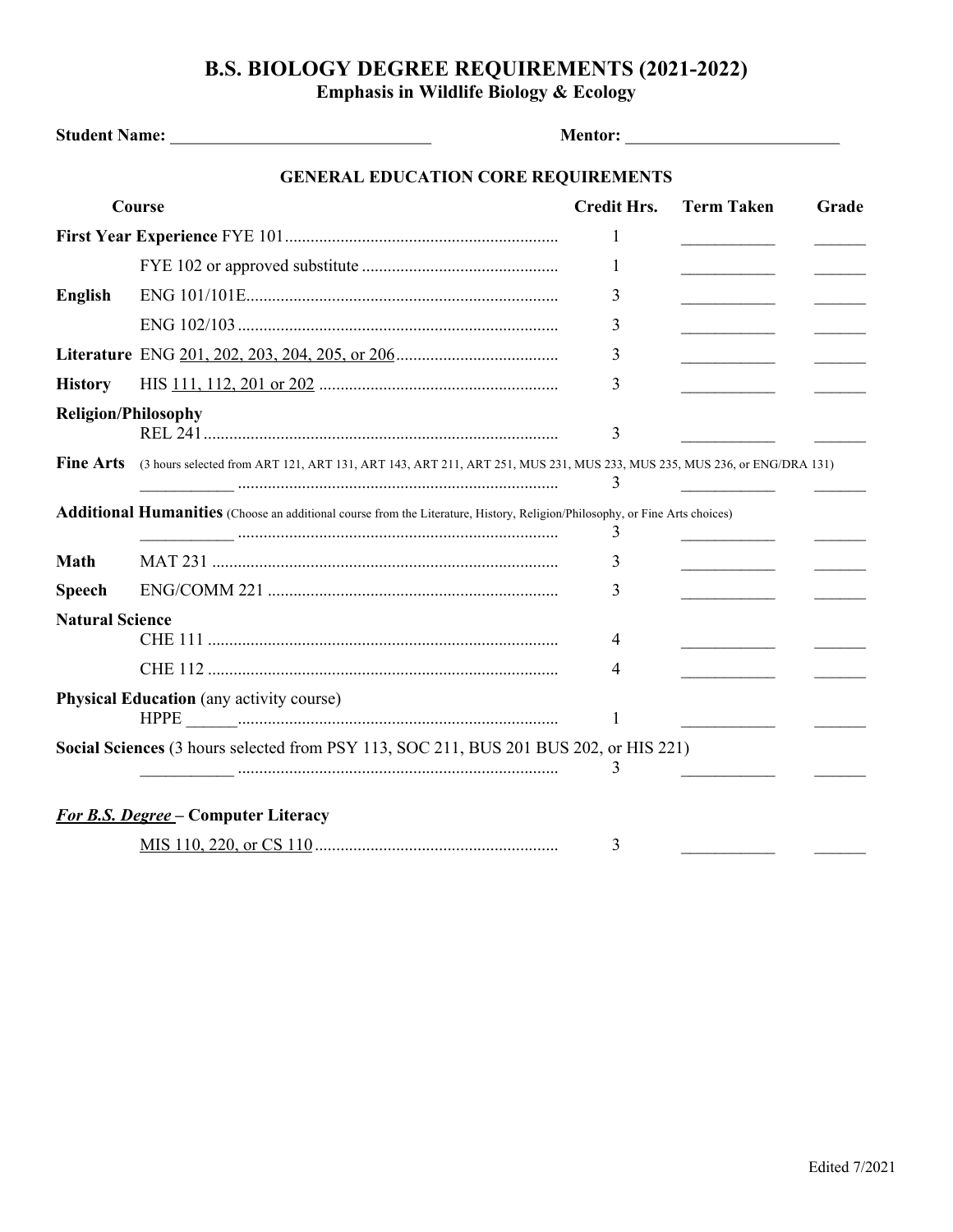# B.S. BIOLOGY DEGREE REQUIREMENTS (2021-2022)
## Emphasis in Wildlife Biology & Ecology

**Student Name:** ______________________________ **Mentor:** _________________________

### GENERAL EDUCATION CORE REQUIREMENTS

| Course | | Credit Hrs. | Term Taken | Grade |
|---|---|---|---|---|
| **First Year Experience** | FYE 101 | 1 | ___________ | ______ |
| | FYE 102 or approved substitute | 1 | ___________ | ______ |
| **English** | ENG 101/101E | 3 | ___________ | ______ |
| | ENG 102/103 | 3 | ___________ | ______ |
| **Literature** | ENG 201, 202, 203, 204, 205, or 206 | 3 | ___________ | ______ |
| **History** | HIS 111, 112, 201 or 202 | 3 | ___________ | ______ |
| **Religion/Philosophy** | REL 241 | 3 | ___________ | ______ |
| **Fine Arts** (3 hours selected from ART 121, ART 131, ART 143, ART 211, ART 251, MUS 231, MUS 233, MUS 235, MUS 236, or ENG/DRA 131) | ___________ | 3 | ___________ | ______ |
| **Additional Humanities** (Choose an additional course from the Literature, History, Religion/Philosophy, or Fine Arts choices) | ___________ | 3 | ___________ | ______ |
| **Math** | MAT 231 | 3 | ___________ | ______ |
| **Speech** | ENG/COMM 221 | 3 | ___________ | ______ |
| **Natural Science** | CHE 111 | 4 | ___________ | ______ |
| | CHE 112 | 4 | ___________ | ______ |
| **Physical Education** (any activity course) | HPPE ______ | 1 | ___________ | ______ |
| **Social Sciences** (3 hours selected from PSY 113, SOC 211, BUS 201 BUS 202, or HIS 221) | ___________ | 3 | ___________ | ______ |

***For B.S. Degree*** **– Computer Literacy**

| Course | | Credit Hrs. | Term Taken | Grade |
|---|---|---|---|---|
| | MIS 110, 220, or CS 110 | 3 | ___________ | ______ |

Edited 7/2021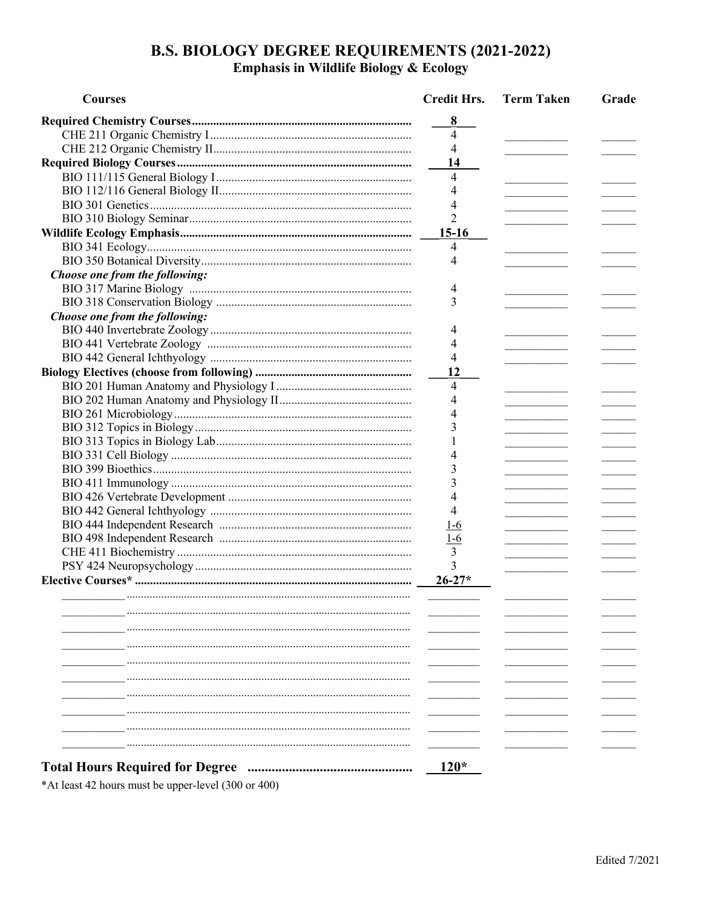# B.S. BIOLOGY DEGREE REQUIREMENTS (2021-2022)

## Emphasis in Wildlife Biology & Ecology

| Courses | Credit Hrs. | Term Taken | Grade |
|---|---|---|---|
| **Required Chemistry Courses** | **8** | | |
| CHE 211 Organic Chemistry I | 4 | | |
| CHE 212 Organic Chemistry II | 4 | | |
| **Required Biology Courses** | **14** | | |
| BIO 111/115 General Biology I | 4 | | |
| BIO 112/116 General Biology II | 4 | | |
| BIO 301 Genetics | 4 | | |
| BIO 310 Biology Seminar | 2 | | |
| **Wildlife Ecology Emphasis** | **15-16** | | |
| BIO 341 Ecology | 4 | | |
| BIO 350 Botanical Diversity | 4 | | |
| ***Choose one from the following:*** | | | |
| BIO 317 Marine Biology | 4 | | |
| BIO 318 Conservation Biology | 3 | | |
| ***Choose one from the following:*** | | | |
| BIO 440 Invertebrate Zoology | 4 | | |
| BIO 441 Vertebrate Zoology | 4 | | |
| BIO 442 General Ichthyology | 4 | | |
| **Biology Electives (choose from following)** | **12** | | |
| BIO 201 Human Anatomy and Physiology I | 4 | | |
| BIO 202 Human Anatomy and Physiology II | 4 | | |
| BIO 261 Microbiology | 4 | | |
| BIO 312 Topics in Biology | 3 | | |
| BIO 313 Topics in Biology Lab | 1 | | |
| BIO 331 Cell Biology | 4 | | |
| BIO 399 Bioethics | 3 | | |
| BIO 411 Immunology | 3 | | |
| BIO 426 Vertebrate Development | 4 | | |
| BIO 442 General Ichthyology | 4 | | |
| BIO 444 Independent Research | 1-6 | | |
| BIO 498 Independent Research | 1-6 | | |
| CHE 411 Biochemistry | 3 | | |
| PSY 424 Neuropsychology | 3 | | |
| **Elective Courses*** | **26-27*** | | |
| | | | |
| | | | |
| | | | |
| | | | |
| | | | |
| | | | |
| | | | |
| | | | |
| | | | |
| | | | |
| **Total Hours Required for Degree** | **120*** | | |

*At least 42 hours must be upper-level (300 or 400)

Edited 7/2021